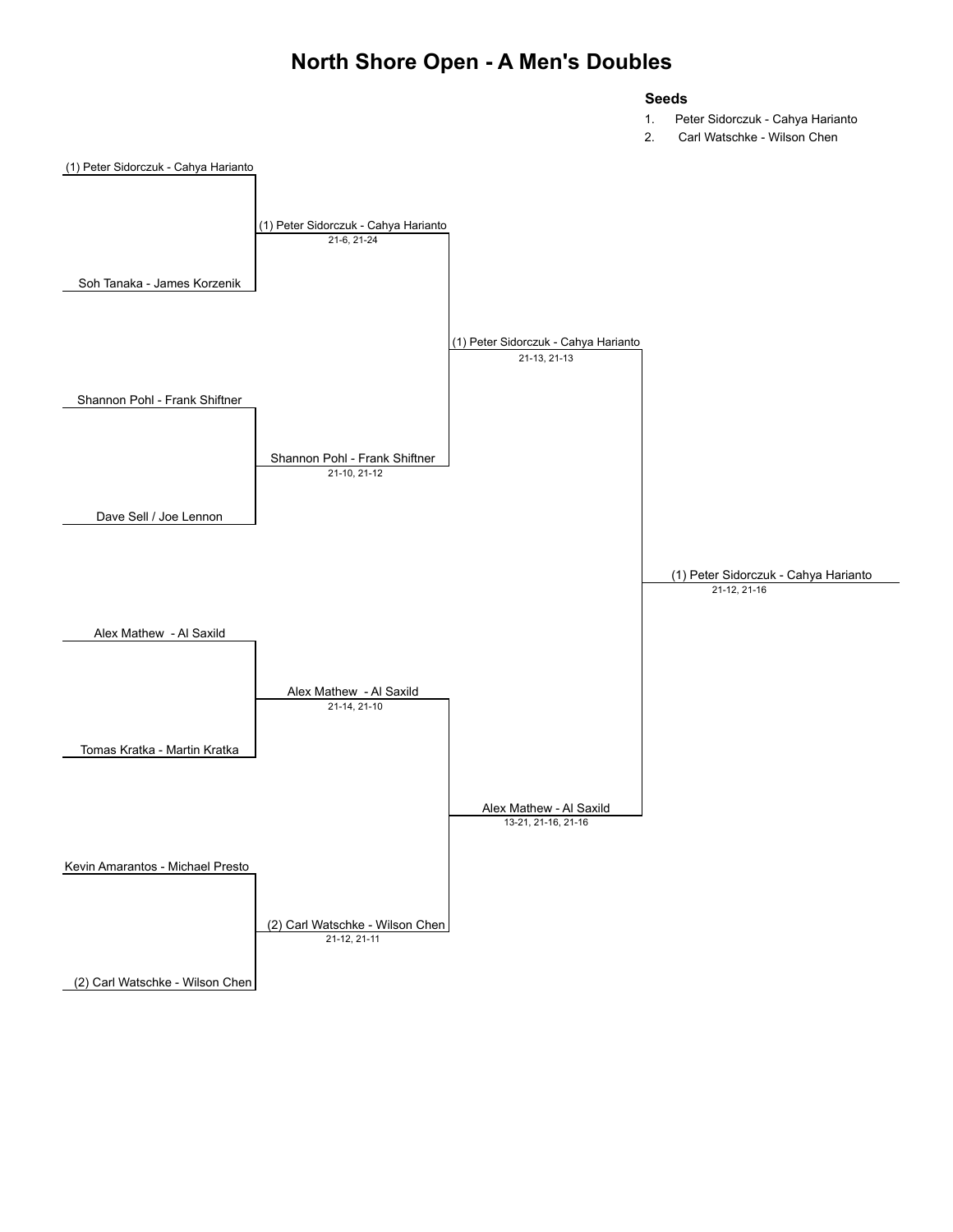# North Shore Open - A Men's Doubles

## Seeds

1. Peter Sidorczuk - Cahya Harianto
2. Carl Watschke - Wilson Chen

### Round 1

| Match | Team 1 | Team 2 | Winner | Score |
| --- | --- | --- | --- | --- |
| 1 | (1) Peter Sidorczuk - Cahya Harianto | Soh Tanaka - James Korzenik | (1) Peter Sidorczuk - Cahya Harianto | 21-6, 21-24 |
| 2 | Shannon Pohl - Frank Shiftner | Dave Sell / Joe Lennon | Shannon Pohl - Frank Shiftner | 21-10, 21-12 |
| 3 | Alex Mathew - Al Saxild | Tomas Kratka - Martin Kratka | Alex Mathew - Al Saxild | 21-14, 21-10 |
| 4 | Kevin Amarantos - Michael Presto | (2) Carl Watschke - Wilson Chen | (2) Carl Watschke - Wilson Chen | 21-12, 21-11 |

### Semifinals

| Match | Team 1 | Team 2 | Winner | Score |
| --- | --- | --- | --- | --- |
| 1 | (1) Peter Sidorczuk - Cahya Harianto | Shannon Pohl - Frank Shiftner | (1) Peter Sidorczuk - Cahya Harianto | 21-13, 21-13 |
| 2 | Alex Mathew - Al Saxild | (2) Carl Watschke - Wilson Chen | Alex Mathew - Al Saxild | 13-21, 21-16, 21-16 |

### Final

| Team 1 | Team 2 | Winner | Score |
| --- | --- | --- | --- |
| (1) Peter Sidorczuk - Cahya Harianto | Alex Mathew - Al Saxild | (1) Peter Sidorczuk - Cahya Harianto | 21-12, 21-16 |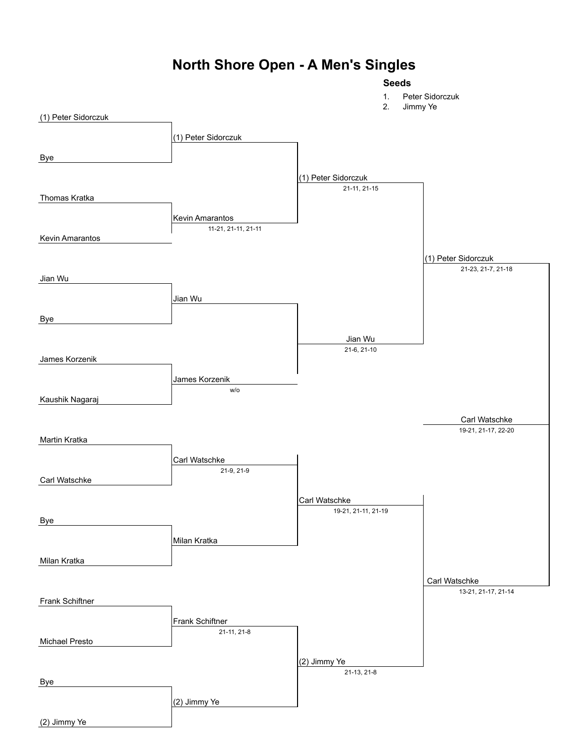# North Shore Open - A Men's Singles

**Seeds**

1. Peter Sidorczuk
2. Jimmy Ye

| Round 1 | Round 2 | Quarterfinals | Semifinals | Final |
|---|---|---|---|---|
| (1) Peter Sidorczuk | (1) Peter Sidorczuk | | | |
| Bye | | | | |
| Thomas Kratka | Kevin Amarantos (11-21, 21-11, 21-11) | (1) Peter Sidorczuk (21-11, 21-15) | | |
| Kevin Amarantos | | | | |
| Jian Wu | Jian Wu | | (1) Peter Sidorczuk (21-23, 21-7, 21-18) | |
| Bye | | | | |
| James Korzenik | James Korzenik (w/o) | Jian Wu (21-6, 21-10) | | |
| Kaushik Nagaraj | | | | |
| Martin Kratka | Carl Watschke (21-9, 21-9) | | | Carl Watschke (19-21, 21-17, 22-20) |
| Carl Watschke | | | | |
| Bye | Milan Kratka | Carl Watschke (19-21, 21-11, 21-19) | | |
| Milan Kratka | | | | |
| Frank Schiftner | Frank Schiftner (21-11, 21-8) | | Carl Watschke (13-21, 21-17, 21-14) | |
| Michael Presto | | | | |
| Bye | (2) Jimmy Ye | (2) Jimmy Ye (21-13, 21-8) | | |
| (2) Jimmy Ye | | | | |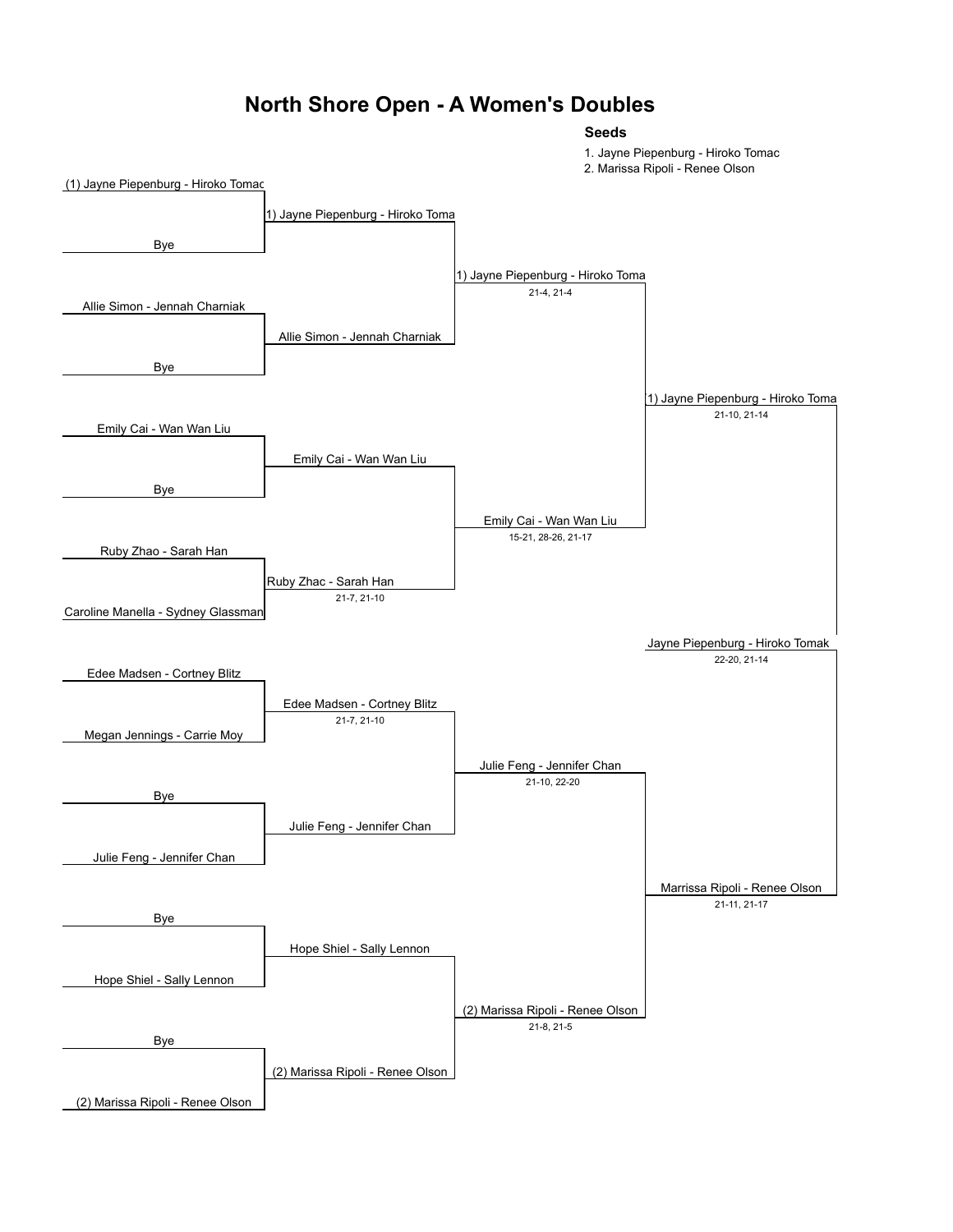# North Shore Open - A Women's Doubles

**Seeds**

1. Jayne Piepenburg - Hiroko Tomac
2. Marissa Ripoli - Renee Olson

## Round 1

| Match | Team 1 | Team 2 | Winner | Score |
|---|---|---|---|---|
| 1 | (1) Jayne Piepenburg - Hiroko Tomac | Bye | 1) Jayne Piepenburg - Hiroko Toma | |
| 2 | Allie Simon - Jennah Charniak | Bye | Allie Simon - Jennah Charniak | |
| 3 | Emily Cai - Wan Wan Liu | Bye | Emily Cai - Wan Wan Liu | |
| 4 | Ruby Zhao - Sarah Han | Caroline Manella - Sydney Glassman | Ruby Zhac - Sarah Han | 21-7, 21-10 |
| 5 | Edee Madsen - Cortney Blitz | Megan Jennings - Carrie Moy | Edee Madsen - Cortney Blitz | 21-7, 21-10 |
| 6 | Bye | Julie Feng - Jennifer Chan | Julie Feng - Jennifer Chan | |
| 7 | Bye | Hope Shiel - Sally Lennon | Hope Shiel - Sally Lennon | |
| 8 | Bye | (2) Marissa Ripoli - Renee Olson | (2) Marissa Ripoli - Renee Olson | |

## Quarterfinals

| Winner | Score |
|---|---|
| 1) Jayne Piepenburg - Hiroko Toma | 21-4, 21-4 |
| Emily Cai - Wan Wan Liu | 15-21, 28-26, 21-17 |
| Julie Feng - Jennifer Chan | 21-10, 22-20 |
| (2) Marissa Ripoli - Renee Olson | 21-8, 21-5 |

## Semifinals

| Winner | Score |
|---|---|
| 1) Jayne Piepenburg - Hiroko Toma | 21-10, 21-14 |
| Marrissa Ripoli - Renee Olson | 21-11, 21-17 |

## Final

| Winner | Score |
|---|---|
| Jayne Piepenburg - Hiroko Tomak | 22-20, 21-14 |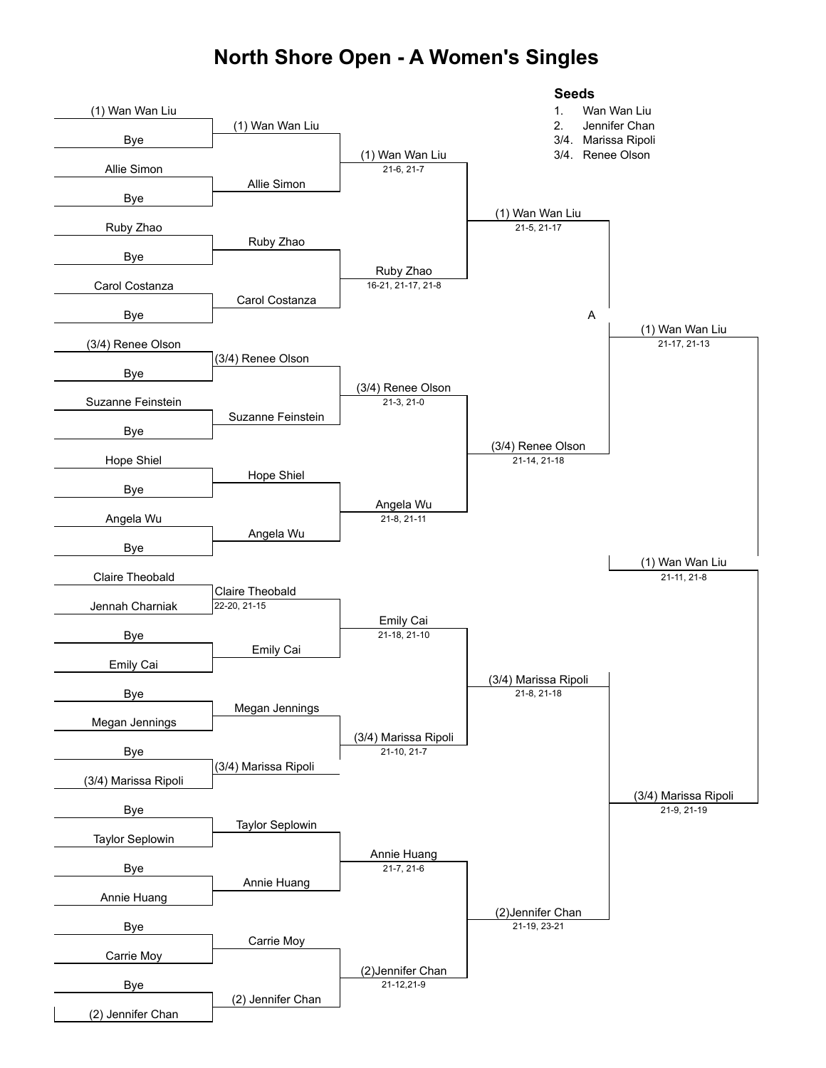# North Shore Open - A Women's Singles

**Seeds**

1. Wan Wan Liu
2. Jennifer Chan

3/4. Marissa Ripoli

3/4. Renee Olson

| Round 1 | Round 2 | Round 3 | Quarterfinals | Semifinals | Final |
|---|---|---|---|---|---|
| (1) Wan Wan Liu vs Bye | (1) Wan Wan Liu | (1) Wan Wan Liu 21-6, 21-7 | (1) Wan Wan Liu 21-5, 21-17 | (1) Wan Wan Liu 21-17, 21-13 | (1) Wan Wan Liu 21-11, 21-8 |
| Allie Simon vs Bye | Allie Simon | | | | |
| Ruby Zhao vs Bye | Ruby Zhao | Ruby Zhao 16-21, 21-17, 21-8 | | | |
| Carol Costanza vs Bye | Carol Costanza | | | | |
| (3/4) Renee Olson vs Bye | (3/4) Renee Olson | (3/4) Renee Olson 21-3, 21-0 | (3/4) Renee Olson 21-14, 21-18 | | |
| Suzanne Feinstein vs Bye | Suzanne Feinstein | | | | |
| Hope Shiel vs Bye | Hope Shiel | Angela Wu 21-8, 21-11 | | | |
| Angela Wu vs Bye | Angela Wu | | | | |
| Claire Theobald vs Jennah Charniak | Claire Theobald 22-20, 21-15 | Emily Cai 21-18, 21-10 | (3/4) Marissa Ripoli 21-8, 21-18 | (3/4) Marissa Ripoli 21-9, 21-19 | |
| Bye vs Emily Cai | Emily Cai | | | | |
| Bye vs Megan Jennings | Megan Jennings | (3/4) Marissa Ripoli 21-10, 21-7 | | | |
| Bye vs (3/4) Marissa Ripoli | (3/4) Marissa Ripoli | | | | |
| Bye vs Taylor Seplowin | Taylor Seplowin | Annie Huang 21-7, 21-6 | (2)Jennifer Chan 21-19, 23-21 | | |
| Bye vs Annie Huang | Annie Huang | | | | |
| Bye vs Carrie Moy | Carrie Moy | (2)Jennifer Chan 21-12,21-9 | | | |
| Bye vs (2) Jennifer Chan | (2) Jennifer Chan | | | | |

A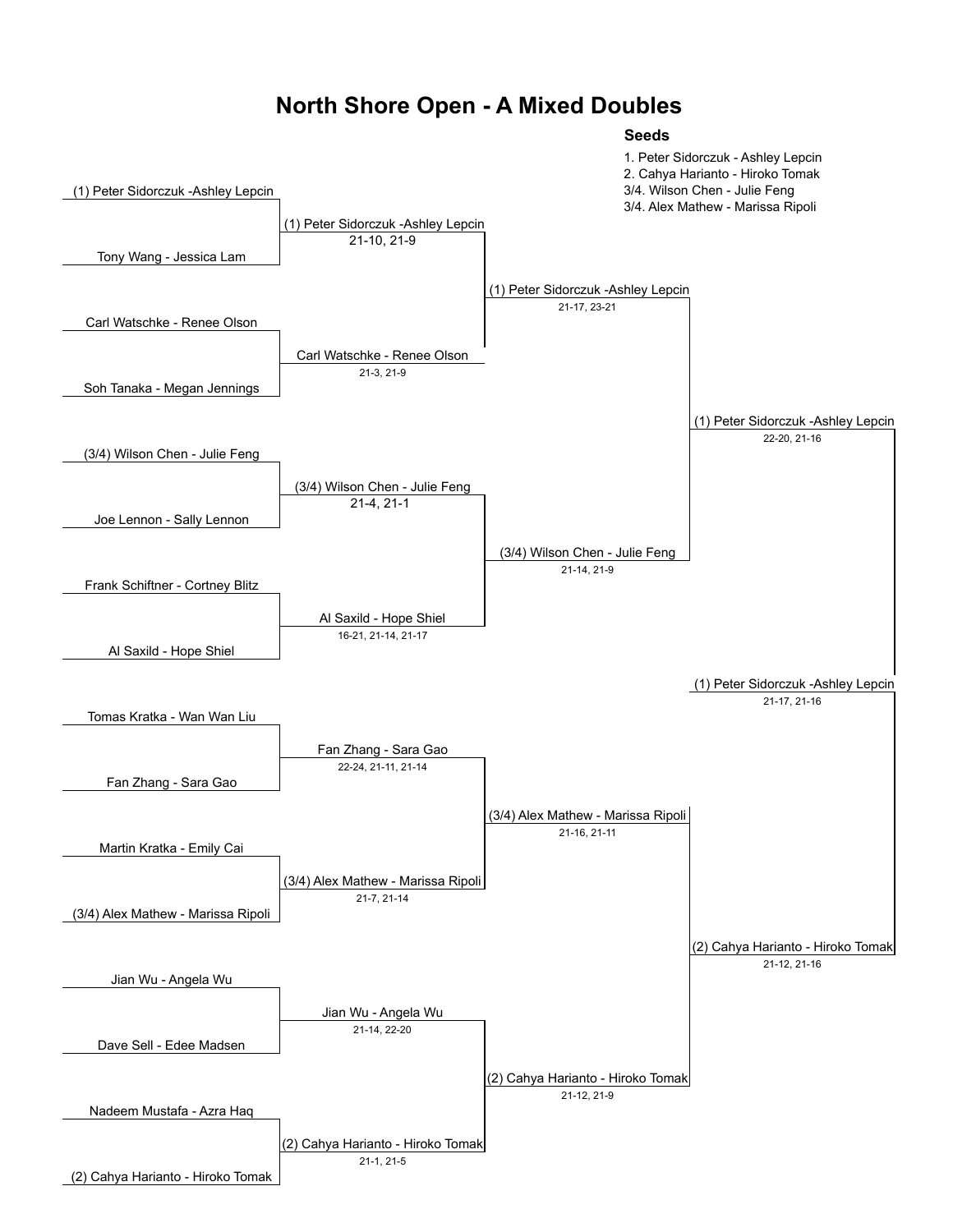# North Shore Open - A Mixed Doubles

**Seeds**

1. Peter Sidorczuk - Ashley Lepcin
2. Cahya Harianto - Hiroko Tomak

3/4. Wilson Chen - Julie Feng
3/4. Alex Mathew - Marissa Ripoli

## Round 1

| Match | Team 1 | Team 2 | Winner | Score |
|---|---|---|---|---|
| 1 | (1) Peter Sidorczuk -Ashley Lepcin | Tony Wang - Jessica Lam | (1) Peter Sidorczuk -Ashley Lepcin | 21-10, 21-9 |
| 2 | Carl Watschke - Renee Olson | Soh Tanaka - Megan Jennings | Carl Watschke - Renee Olson | 21-3, 21-9 |
| 3 | (3/4) Wilson Chen - Julie Feng | Joe Lennon - Sally Lennon | (3/4) Wilson Chen - Julie Feng | 21-4, 21-1 |
| 4 | Frank Schiftner - Cortney Blitz | Al Saxild - Hope Shiel | Al Saxild - Hope Shiel | 16-21, 21-14, 21-17 |
| 5 | Tomas Kratka - Wan Wan Liu | Fan Zhang - Sara Gao | Fan Zhang - Sara Gao | 22-24, 21-11, 21-14 |
| 6 | Martin Kratka - Emily Cai | (3/4) Alex Mathew - Marissa Ripoli | (3/4) Alex Mathew - Marissa Ripoli | 21-7, 21-14 |
| 7 | Jian Wu - Angela Wu | Dave Sell - Edee Madsen | Jian Wu - Angela Wu | 21-14, 22-20 |
| 8 | Nadeem Mustafa - Azra Haq | (2) Cahya Harianto - Hiroko Tomak | (2) Cahya Harianto - Hiroko Tomak | 21-1, 21-5 |

## Quarterfinals

| Winner | Score |
|---|---|
| (1) Peter Sidorczuk -Ashley Lepcin | 21-17, 23-21 |
| (3/4) Wilson Chen - Julie Feng | 21-14, 21-9 |
| (3/4) Alex Mathew - Marissa Ripoli | 21-16, 21-11 |
| (2) Cahya Harianto - Hiroko Tomak | 21-12, 21-9 |

## Semifinals

| Winner | Score |
|---|---|
| (1) Peter Sidorczuk -Ashley Lepcin | 22-20, 21-16 |
| (2) Cahya Harianto - Hiroko Tomak | 21-12, 21-16 |

## Final

| Winner | Score |
|---|---|
| (1) Peter Sidorczuk -Ashley Lepcin | 21-17, 21-16 |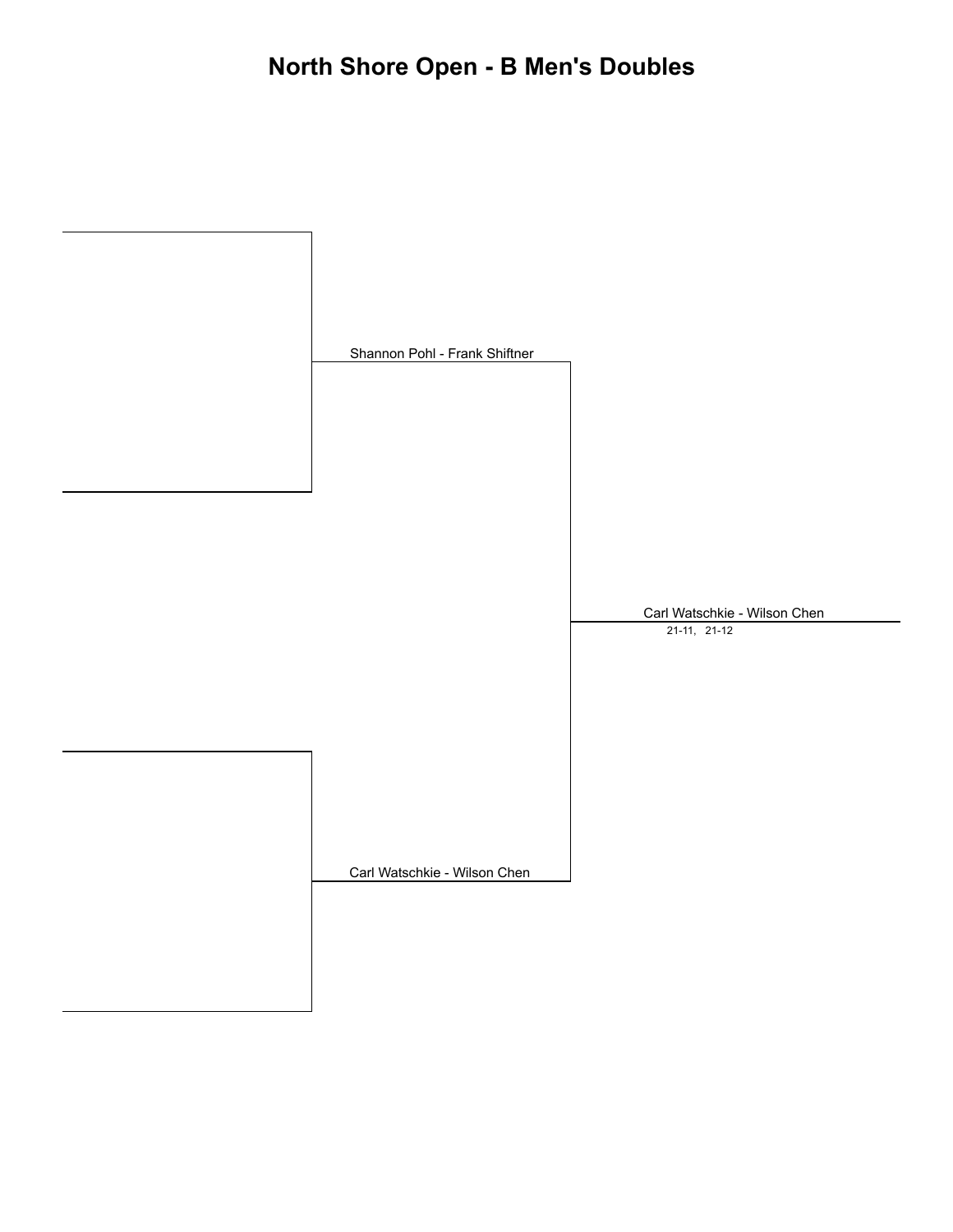# North Shore Open - B Men's Doubles

Shannon Pohl - Frank Shiftner

Carl Watschkie - Wilson Chen

Carl Watschkie - Wilson Chen

21-11, 21-12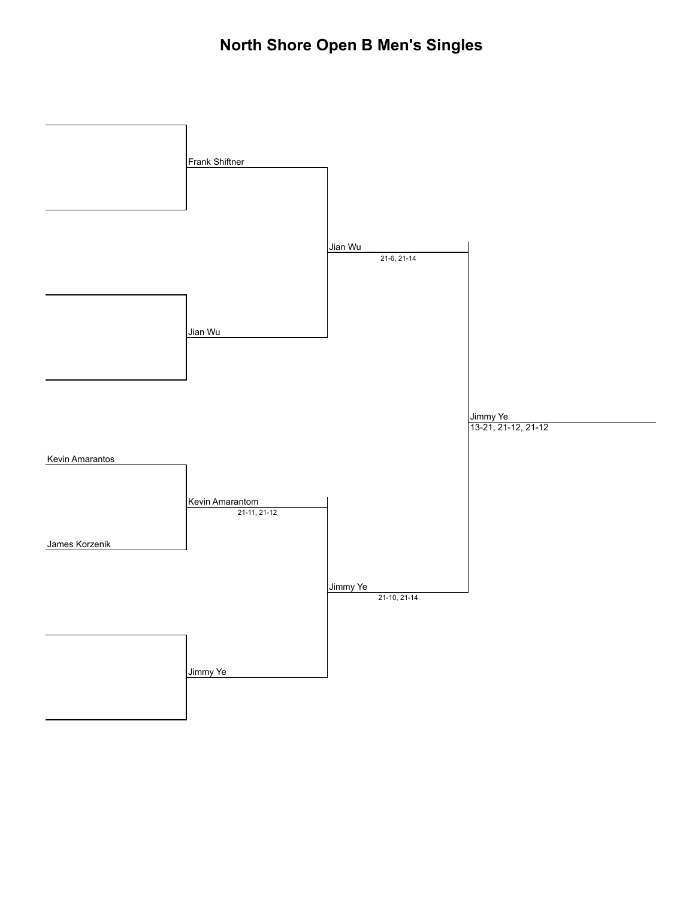# North Shore Open B Men's Singles

**Round 1**

- Kevin Amarantos vs. James Korzenik — Winner: Kevin Amarantom (21-11, 21-12)

**Round 2**

- Frank Shiftner
- Jian Wu
- Kevin Amarantom
- Jimmy Ye

**Semifinals**

- Jian Wu — 21-6, 21-14
- Jimmy Ye — 21-10, 21-14

**Final**

- Jimmy Ye — 13-21, 21-12, 21-12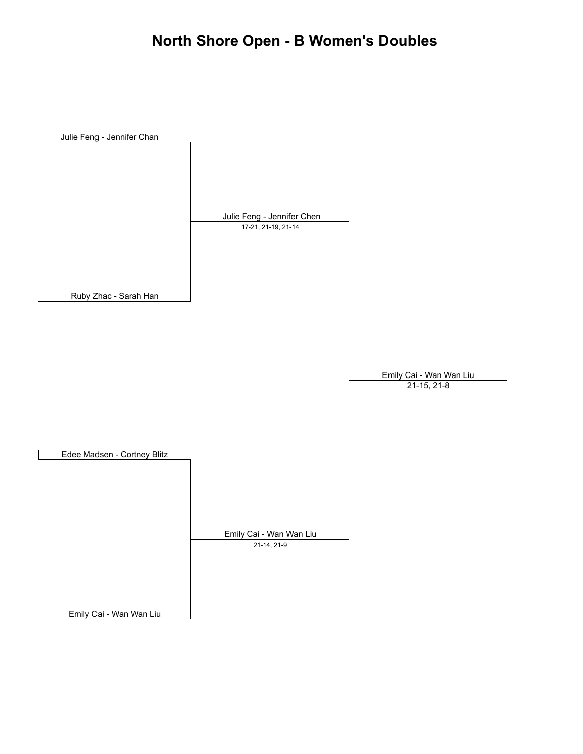# North Shore Open - B Women's Doubles

**Round 1**

- Julie Feng - Jennifer Chan
- Ruby Zhac - Sarah Han
- Edee Madsen - Cortney Blitz
- Emily Cai - Wan Wan Liu

**Round 2**

- Julie Feng - Jennifer Chen — 17-21, 21-19, 21-14
- Emily Cai - Wan Wan Liu — 21-14, 21-9

**Final**

- Emily Cai - Wan Wan Liu — 21-15, 21-8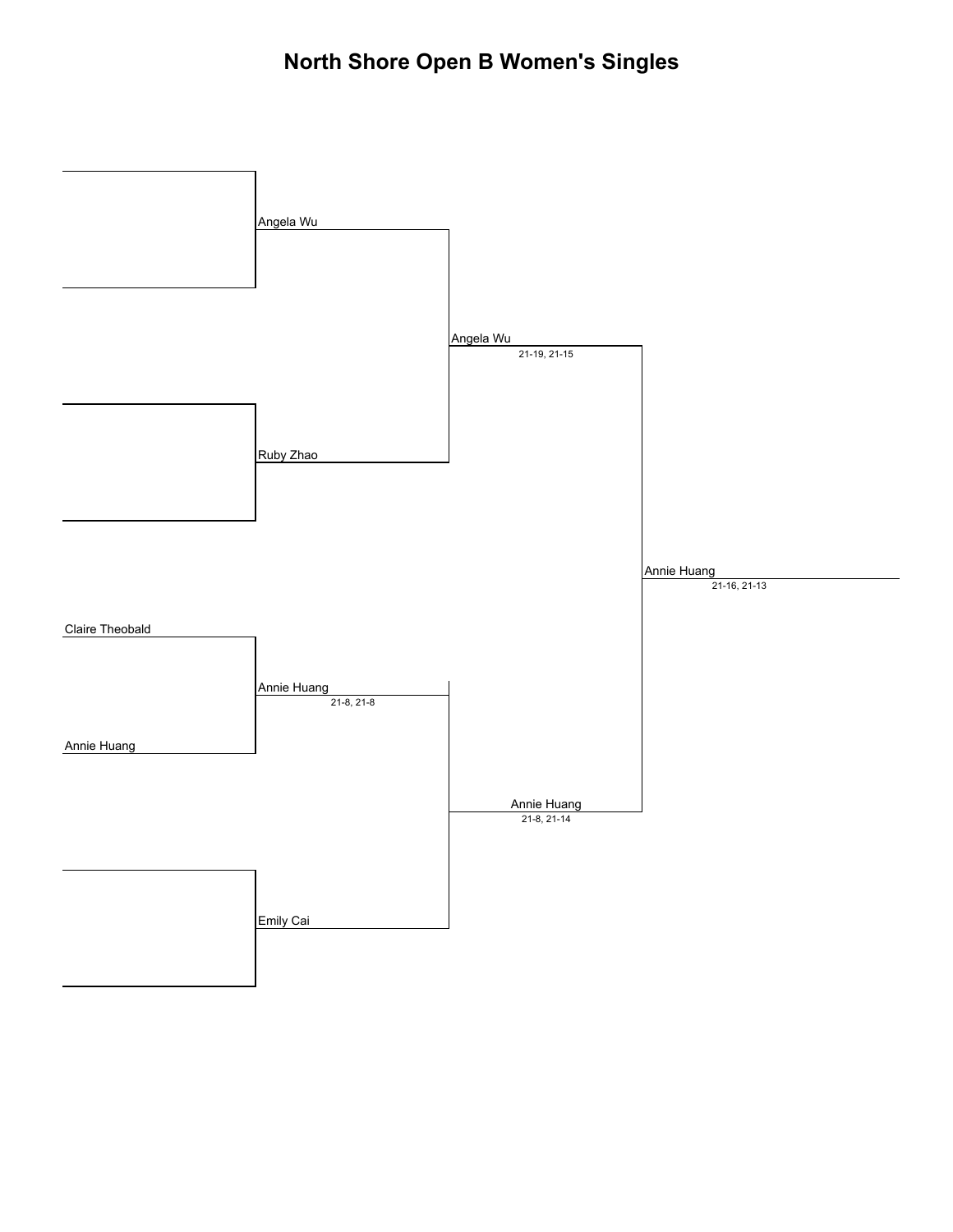# North Shore Open B Women's Singles

**Round 1**

- (empty) vs (empty) → Angela Wu
- (empty) vs (empty) → Ruby Zhao
- Claire Theobald vs Annie Huang → Annie Huang (21-8, 21-8)
- (empty) vs (empty) → Emily Cai

**Semifinals**

- Angela Wu vs Ruby Zhao → Angela Wu (21-19, 21-15)
- Annie Huang vs Emily Cai → Annie Huang (21-8, 21-14)

**Final**

- Angela Wu vs Annie Huang → Annie Huang (21-16, 21-13)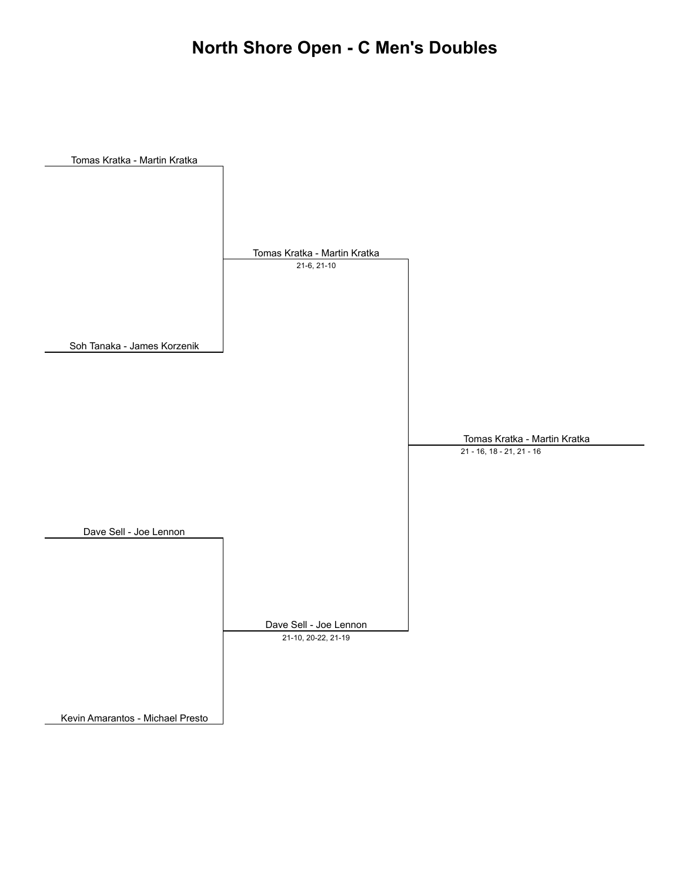# North Shore Open - C Men's Doubles

Tomas Kratka - Martin Kratka

Soh Tanaka - James Korzenik

Tomas Kratka - Martin Kratka
21-6, 21-10

Dave Sell - Joe Lennon

Kevin Amarantos - Michael Presto

Dave Sell - Joe Lennon
21-10, 20-22, 21-19

Tomas Kratka - Martin Kratka
21 - 16, 18 - 21, 21 - 16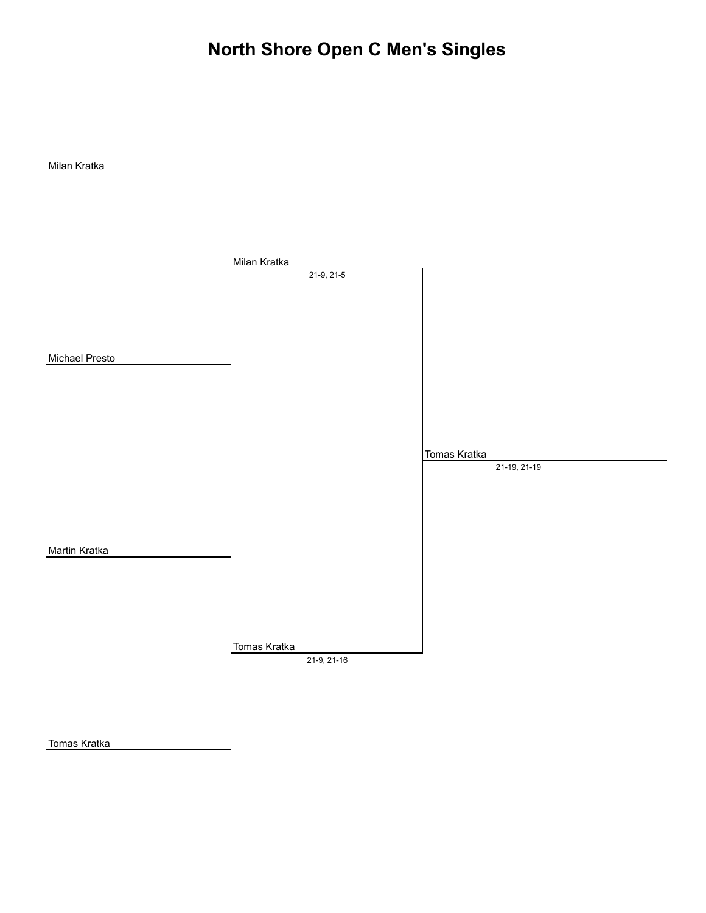# North Shore Open C Men's Singles

Milan Kratka

Michael Presto

Milan Kratka
21-9, 21-5

Martin Kratka

Tomas Kratka

Tomas Kratka
21-9, 21-16

Tomas Kratka
21-19, 21-19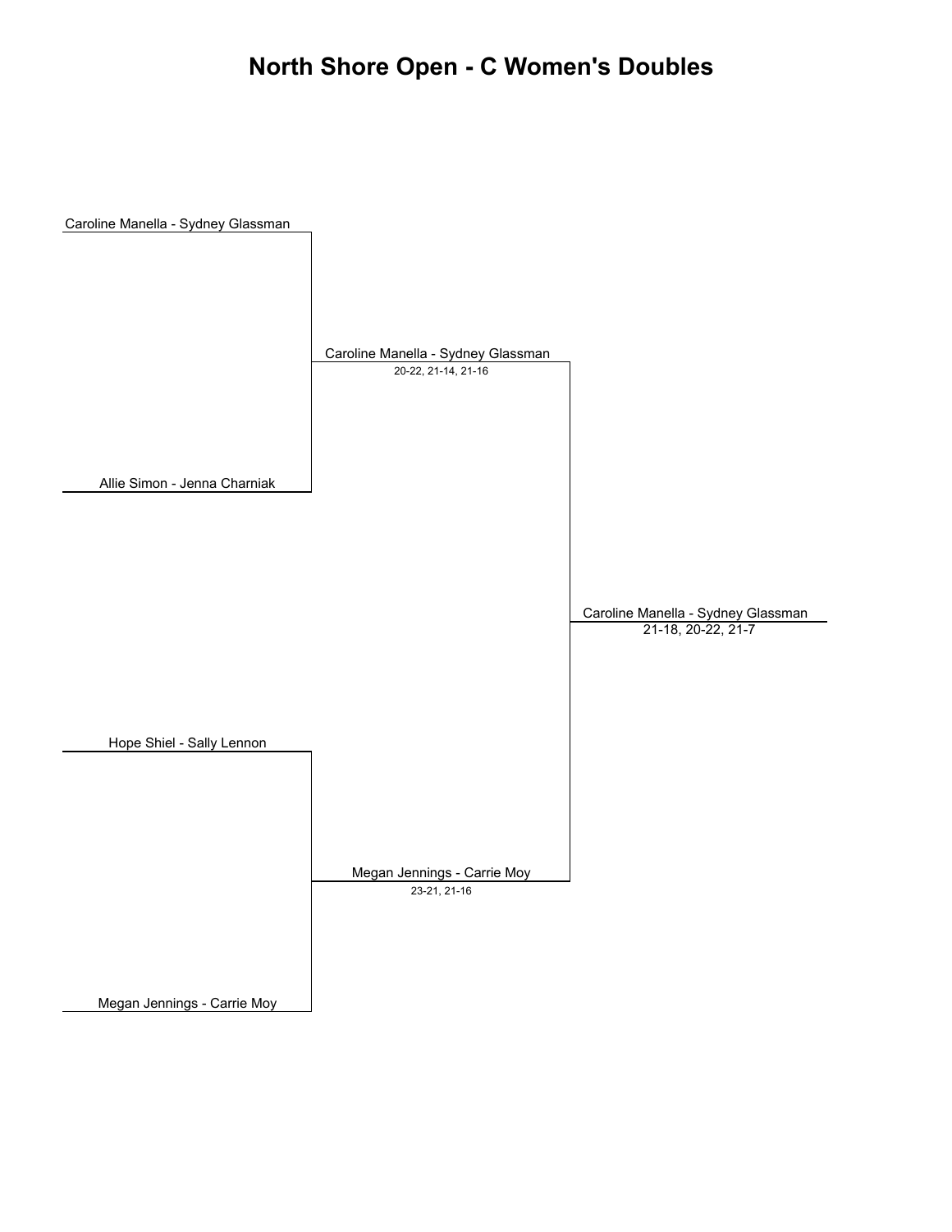# North Shore Open - C Women's Doubles

Caroline Manella - Sydney Glassman

Caroline Manella - Sydney Glassman
20-22, 21-14, 21-16

Allie Simon - Jenna Charniak

Caroline Manella - Sydney Glassman
21-18, 20-22, 21-7

Hope Shiel - Sally Lennon

Megan Jennings - Carrie Moy
23-21, 21-16

Megan Jennings - Carrie Moy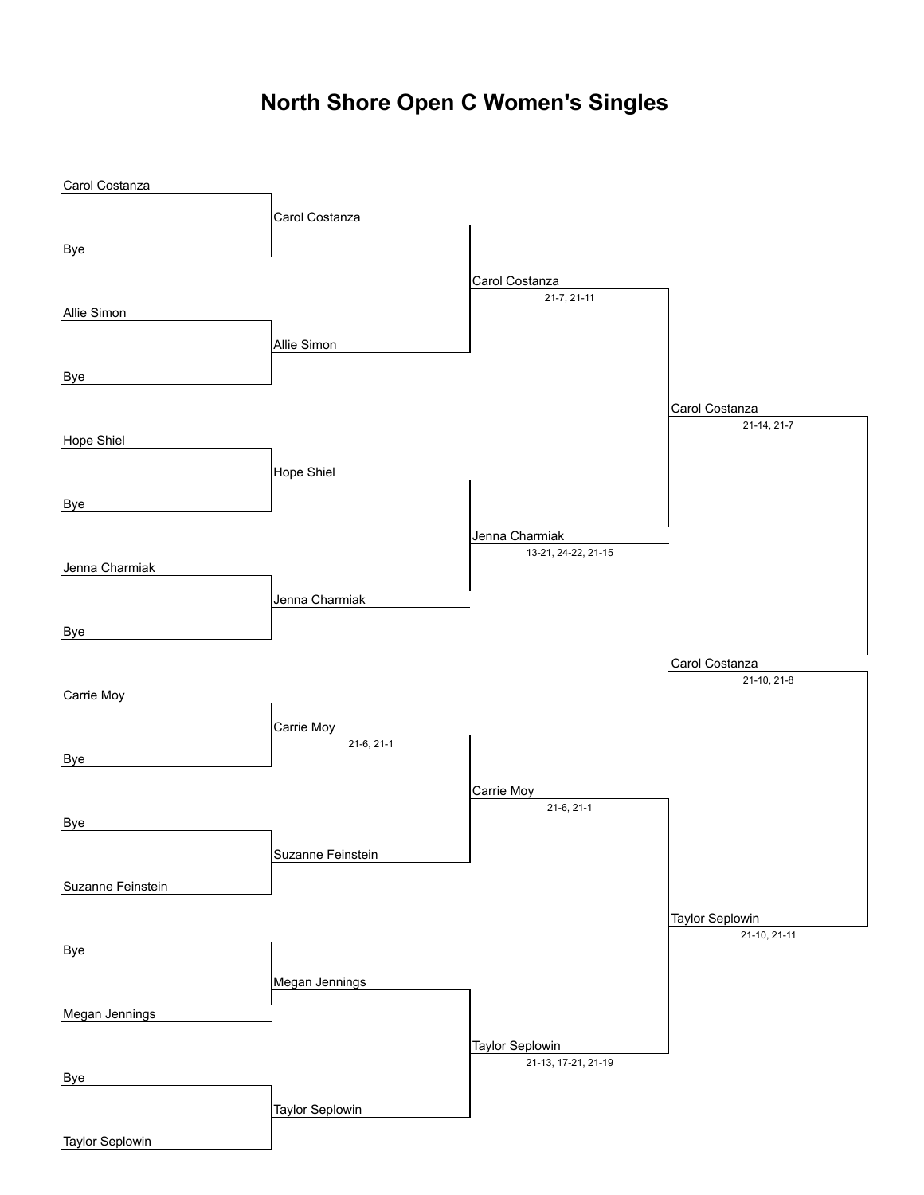# North Shore Open C Women's Singles

## Round 1

| Player | Player |
| --- | --- |
| Carol Costanza | Bye |
| Allie Simon | Bye |
| Hope Shiel | Bye |
| Jenna Charmiak | Bye |
| Carrie Moy | Bye |
| Bye | Suzanne Feinstein |
| Bye | Megan Jennings |
| Bye | Taylor Seplowin |

## Round 2

| Winner | Score |
| --- | --- |
| Carol Costanza | |
| Allie Simon | |
| Hope Shiel | |
| Jenna Charmiak | |
| Carrie Moy | 21-6, 21-1 |
| Suzanne Feinstein | |
| Megan Jennings | |
| Taylor Seplowin | |

## Quarterfinals

| Winner | Score |
| --- | --- |
| Carol Costanza | 21-7, 21-11 |
| Jenna Charmiak | 13-21, 24-22, 21-15 |
| Carrie Moy | 21-6, 21-1 |
| Taylor Seplowin | 21-13, 17-21, 21-19 |

## Semifinals

| Winner | Score |
| --- | --- |
| Carol Costanza | 21-14, 21-7 |
| Taylor Seplowin | 21-10, 21-11 |

## Final

| Winner | Score |
| --- | --- |
| Carol Costanza | 21-10, 21-8 |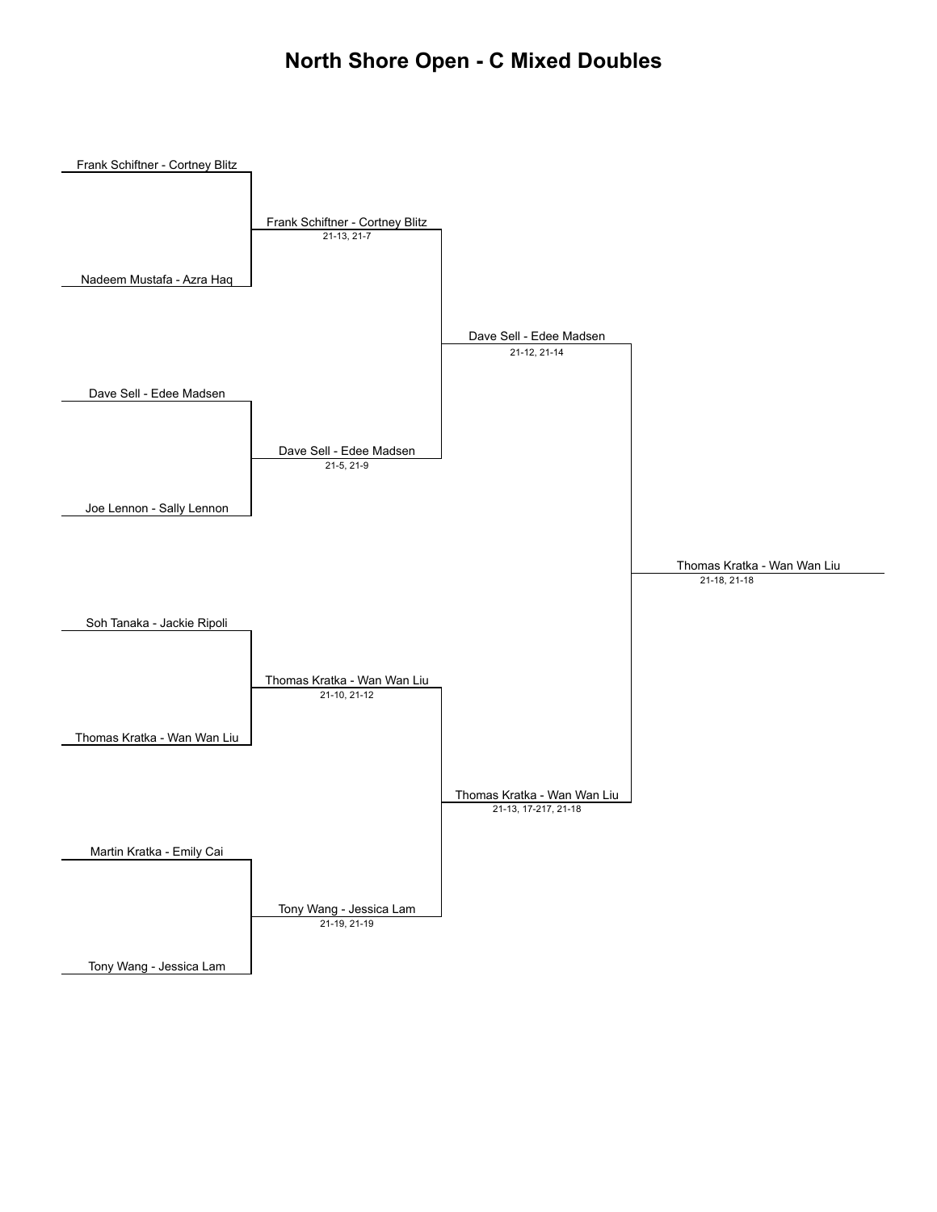# North Shore Open - C Mixed Doubles

**Round 1**

- Frank Schiftner - Cortney Blitz vs. Nadeem Mustafa - Azra Haq → **Frank Schiftner - Cortney Blitz** (21-13, 21-7)
- Dave Sell - Edee Madsen vs. Joe Lennon - Sally Lennon → **Dave Sell - Edee Madsen** (21-5, 21-9)
- Soh Tanaka - Jackie Ripoli vs. Thomas Kratka - Wan Wan Liu → **Thomas Kratka - Wan Wan Liu** (21-10, 21-12)
- Martin Kratka - Emily Cai vs. Tony Wang - Jessica Lam → **Tony Wang - Jessica Lam** (21-19, 21-19)

**Semifinals**

- Frank Schiftner - Cortney Blitz vs. Dave Sell - Edee Madsen → **Dave Sell - Edee Madsen** (21-12, 21-14)
- Thomas Kratka - Wan Wan Liu vs. Tony Wang - Jessica Lam → **Thomas Kratka - Wan Wan Liu** (21-13, 17-217, 21-18)

**Final**

- Dave Sell - Edee Madsen vs. Thomas Kratka - Wan Wan Liu → **Thomas Kratka - Wan Wan Liu** (21-18, 21-18)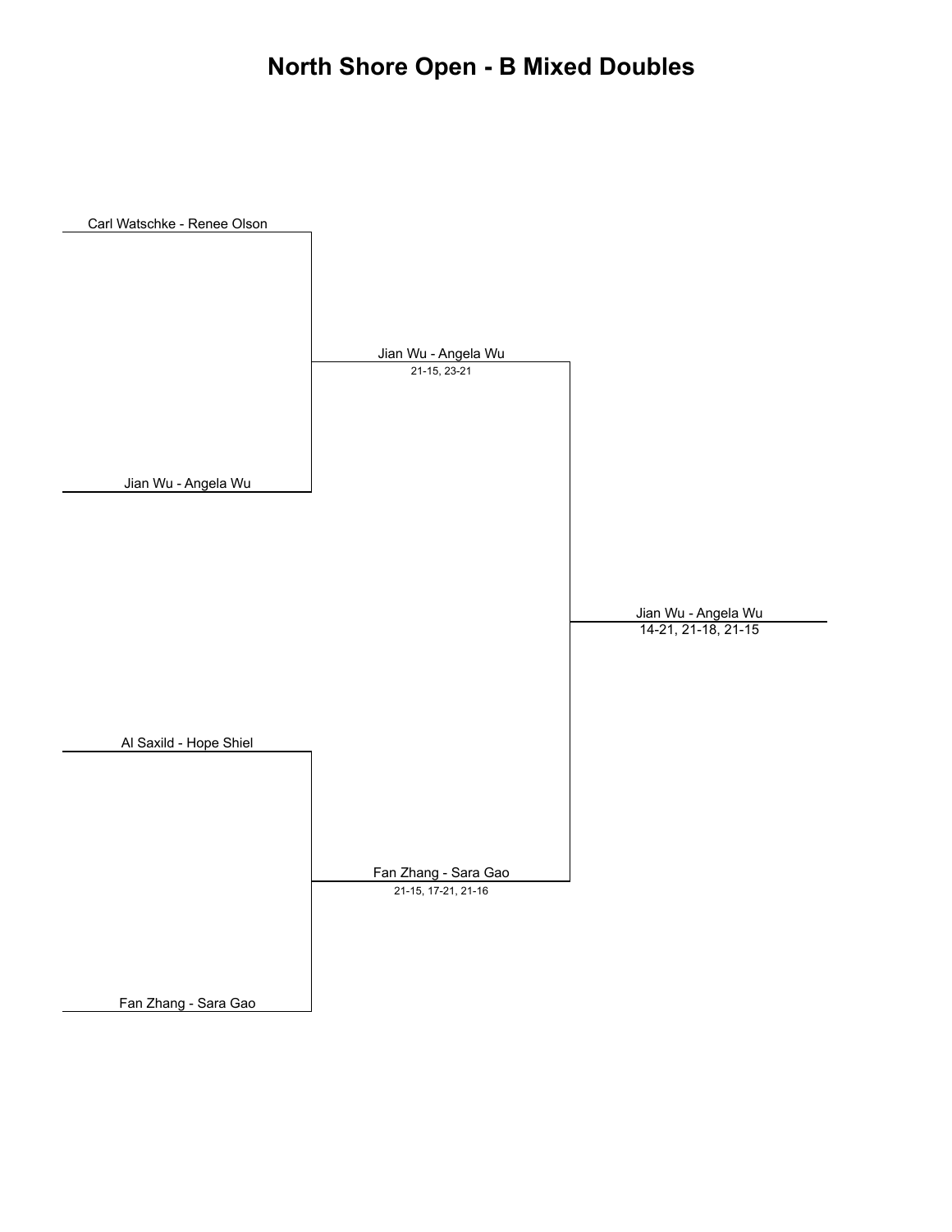# North Shore Open - B Mixed Doubles

Carl Watschke - Renee Olson

Jian Wu - Angela Wu

Jian Wu - Angela Wu
21-15, 23-21

Al Saxild - Hope Shiel

Fan Zhang - Sara Gao

Fan Zhang - Sara Gao
21-15, 17-21, 21-16

Jian Wu - Angela Wu
14-21, 21-18, 21-15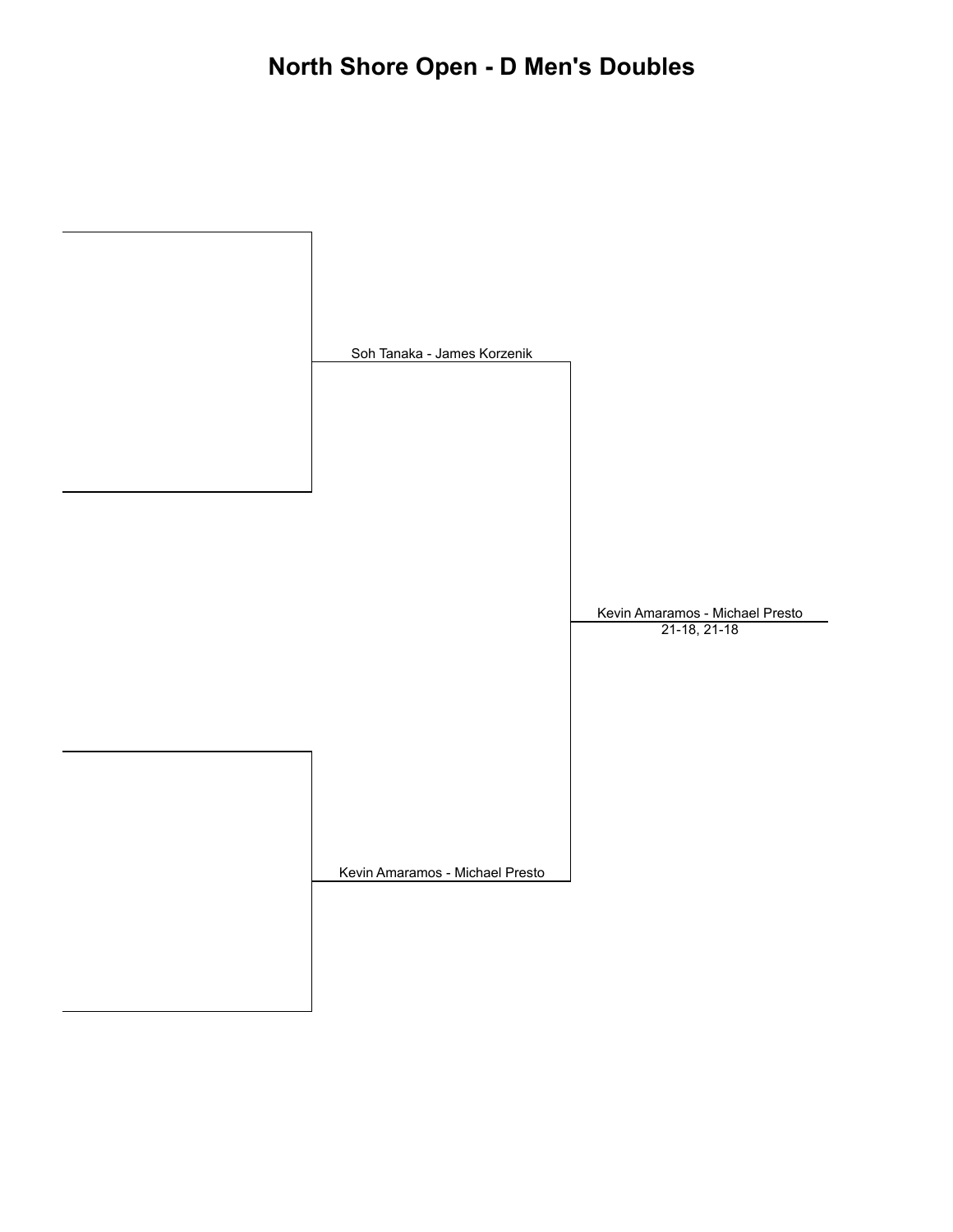# North Shore Open - D Men's Doubles

Soh Tanaka - James Korzenik

Kevin Amaramos - Michael Presto

Kevin Amaramos - Michael Presto
21-18, 21-18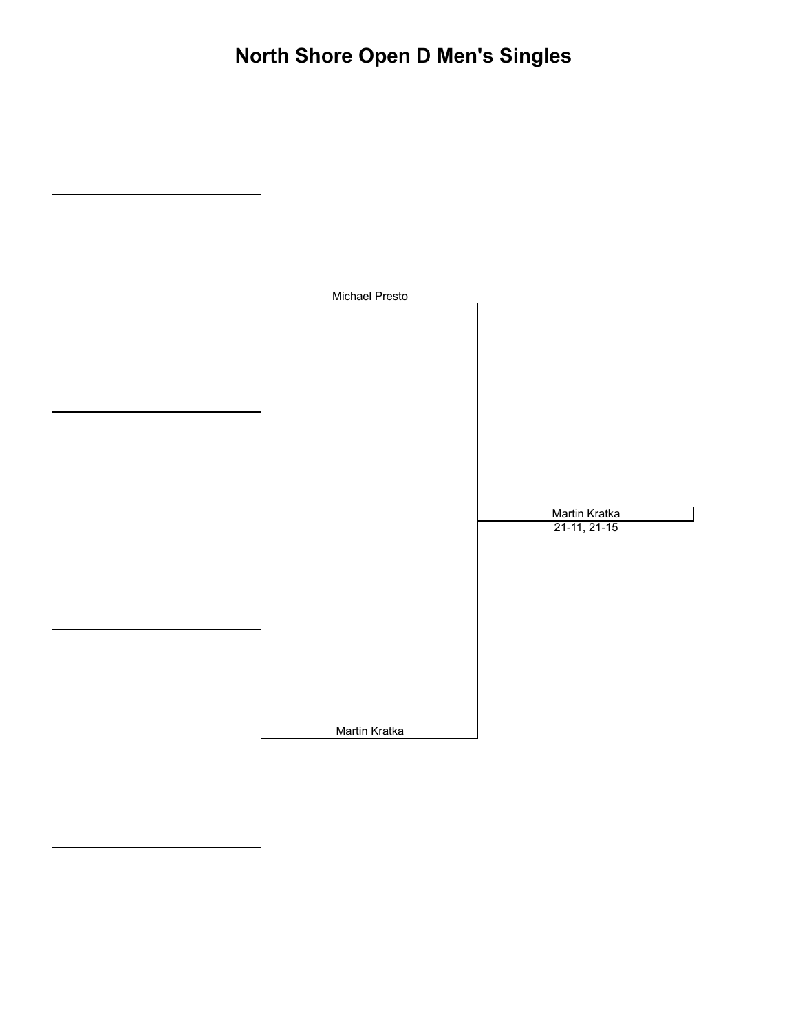# North Shore Open D Men's Singles

Michael Presto

Martin Kratka

21-11, 21-15

Martin Kratka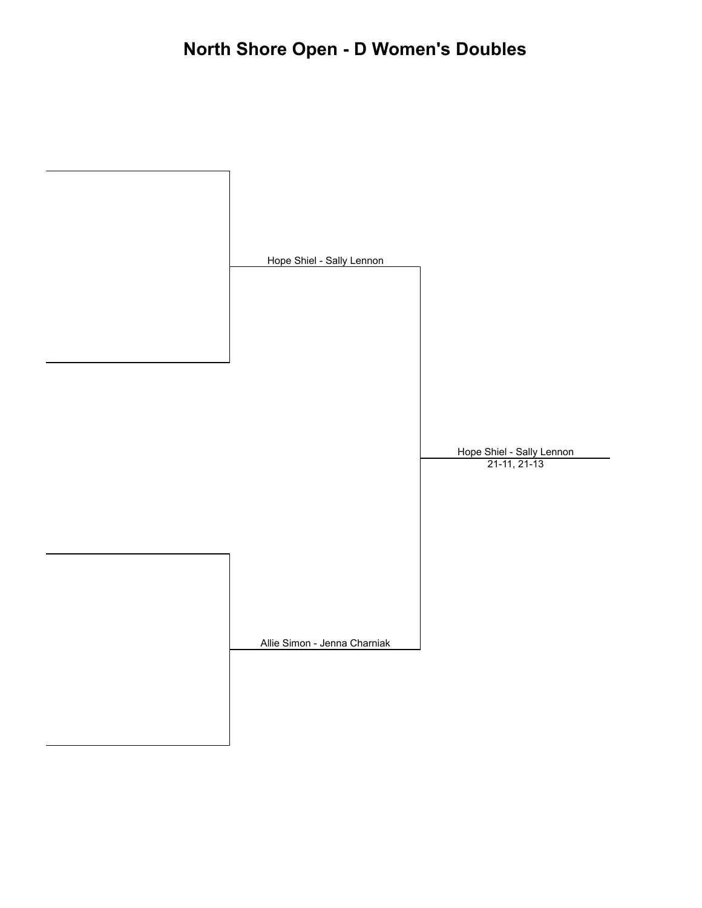# North Shore Open - D Women's Doubles

Hope Shiel - Sally Lennon

Allie Simon - Jenna Charniak

Hope Shiel - Sally Lennon
21-11, 21-13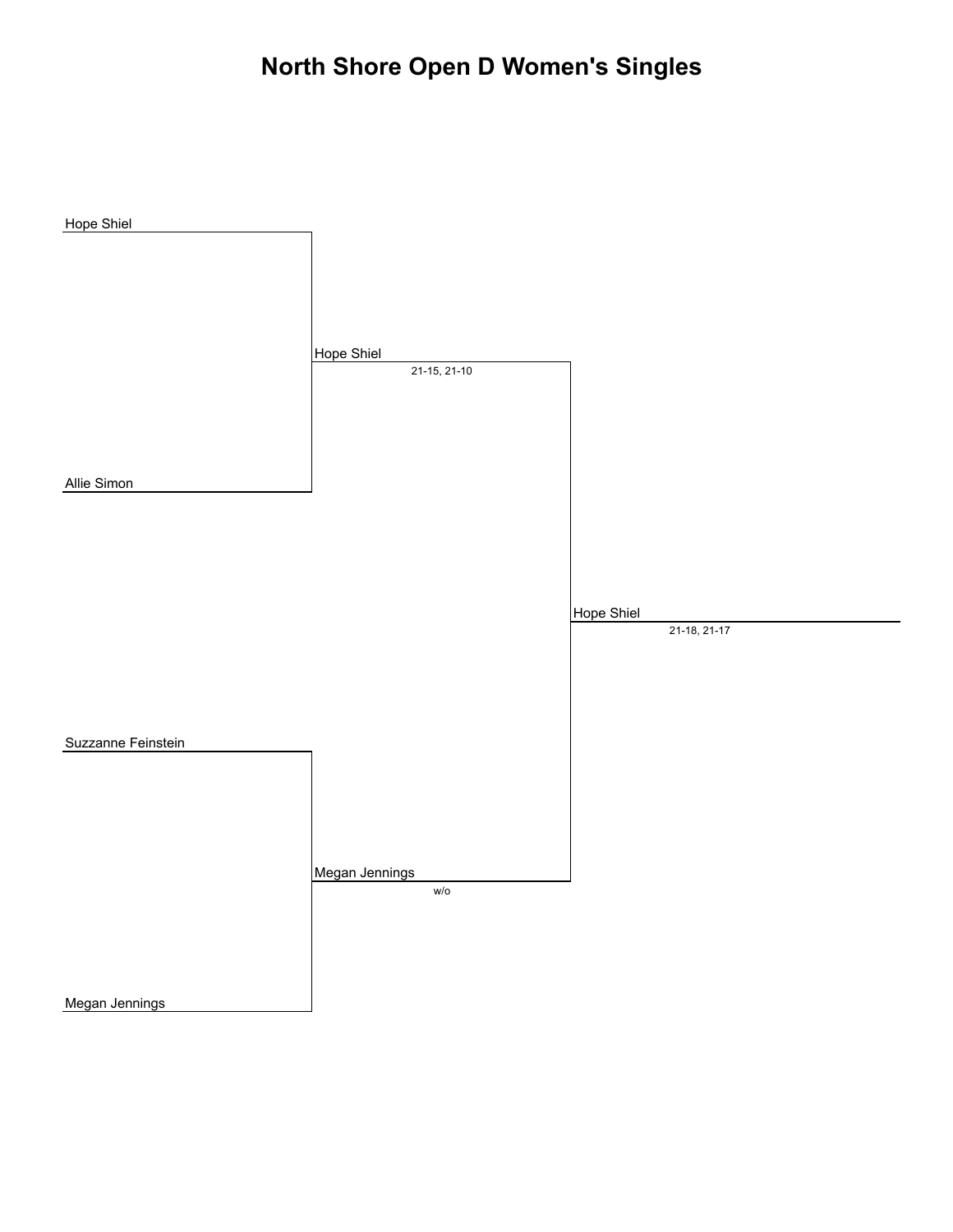# North Shore Open D Women's Singles

**Round 1**

- Hope Shiel
- Allie Simon
- Suzzanne Feinstein
- Megan Jennings

**Round 2**

- Hope Shiel — 21-15, 21-10
- Megan Jennings — w/o

**Final**

- Hope Shiel — 21-18, 21-17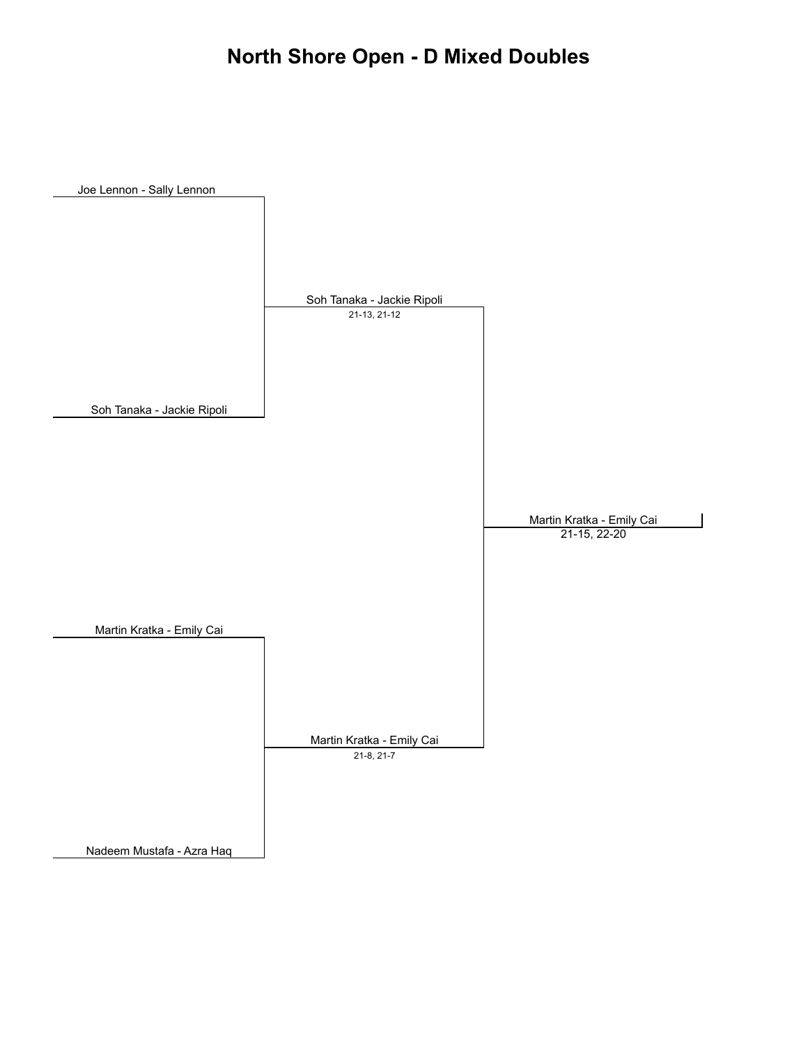# North Shore Open - D Mixed Doubles

Joe Lennon - Sally Lennon

Soh Tanaka - Jackie Ripoli

Soh Tanaka - Jackie Ripoli
21-13, 21-12

Martin Kratka - Emily Cai
21-15, 22-20

Martin Kratka - Emily Cai

Martin Kratka - Emily Cai
21-8, 21-7

Nadeem Mustafa - Azra Haq